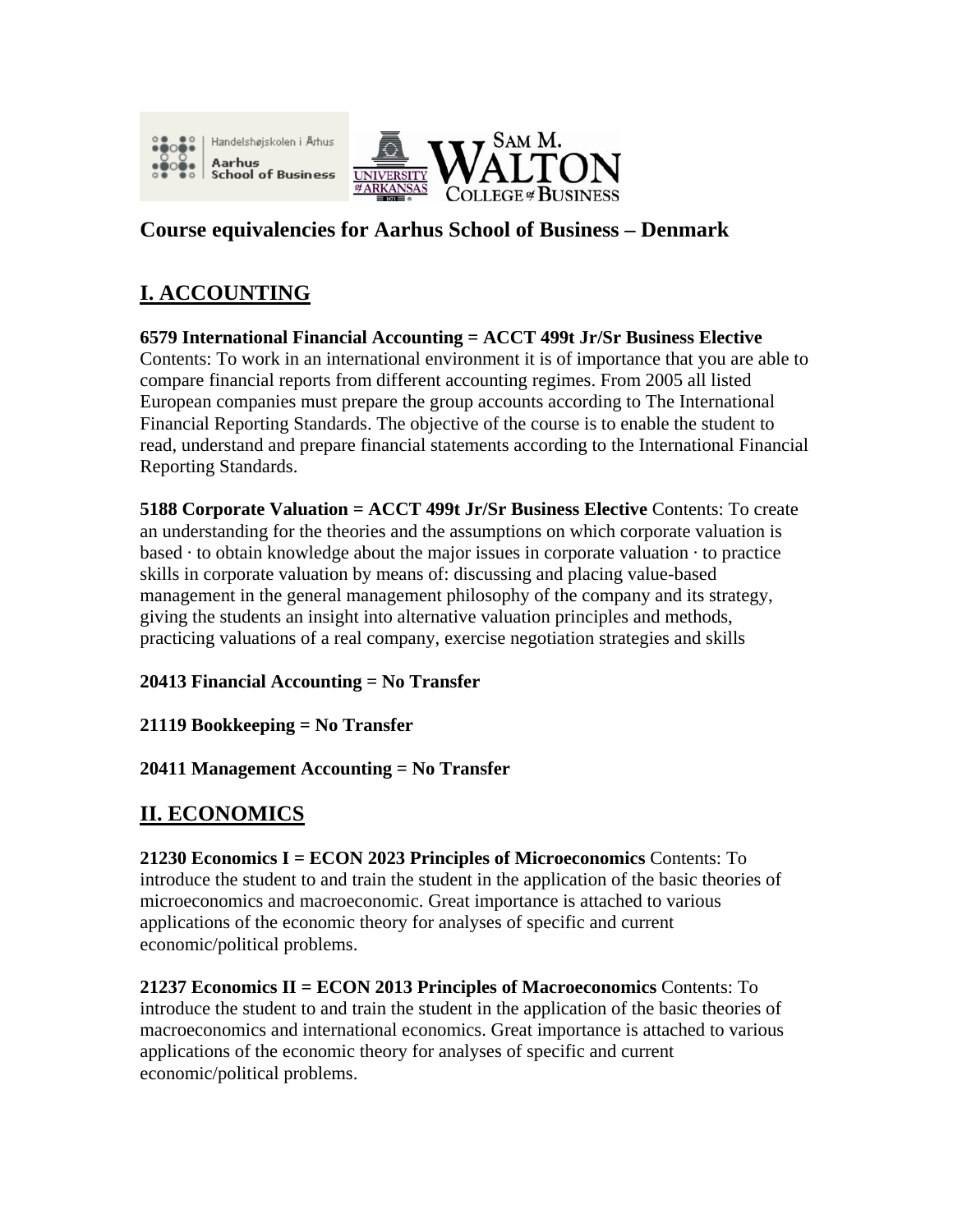# Course equivalencies for Aarhus School of Business – Denmark

## I. ACCOUNTING

**6579 International Financial Accounting = ACCT 499t Jr/Sr Business Elective**
Contents: To work in an international environment it is of importance that you are able to compare financial reports from different accounting regimes. From 2005 all listed European companies must prepare the group accounts according to The International Financial Reporting Standards. The objective of the course is to enable the student to read, understand and prepare financial statements according to the International Financial Reporting Standards.

**5188 Corporate Valuation = ACCT 499t Jr/Sr Business Elective** Contents: To create an understanding for the theories and the assumptions on which corporate valuation is based · to obtain knowledge about the major issues in corporate valuation · to practice skills in corporate valuation by means of: discussing and placing value-based management in the general management philosophy of the company and its strategy, giving the students an insight into alternative valuation principles and methods, practicing valuations of a real company, exercise negotiation strategies and skills

**20413 Financial Accounting = No Transfer**

**21119 Bookkeeping = No Transfer**

**20411 Management Accounting = No Transfer**

## II. ECONOMICS

**21230 Economics I = ECON 2023 Principles of Microeconomics** Contents: To introduce the student to and train the student in the application of the basic theories of microeconomics and macroeconomic. Great importance is attached to various applications of the economic theory for analyses of specific and current economic/political problems.

**21237 Economics II = ECON 2013 Principles of Macroeconomics** Contents: To introduce the student to and train the student in the application of the basic theories of macroeconomics and international economics. Great importance is attached to various applications of the economic theory for analyses of specific and current economic/political problems.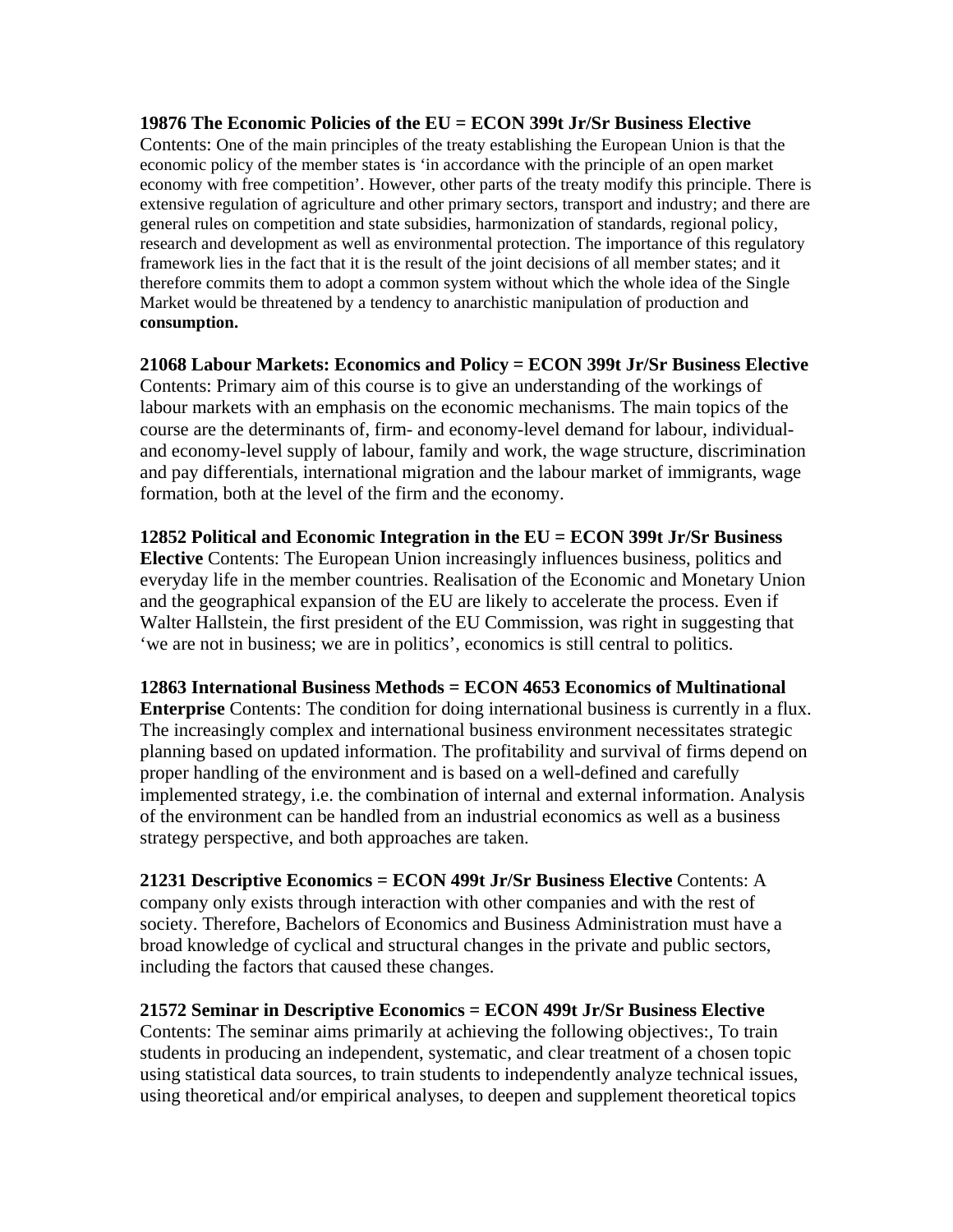**19876 The Economic Policies of the EU = ECON 399t Jr/Sr Business Elective**
Contents: One of the main principles of the treaty establishing the European Union is that the economic policy of the member states is 'in accordance with the principle of an open market economy with free competition'. However, other parts of the treaty modify this principle. There is extensive regulation of agriculture and other primary sectors, transport and industry; and there are general rules on competition and state subsidies, harmonization of standards, regional policy, research and development as well as environmental protection. The importance of this regulatory framework lies in the fact that it is the result of the joint decisions of all member states; and it therefore commits them to adopt a common system without which the whole idea of the Single Market would be threatened by a tendency to anarchistic manipulation of production and **consumption.**

**21068 Labour Markets: Economics and Policy = ECON 399t Jr/Sr Business Elective**
Contents: Primary aim of this course is to give an understanding of the workings of labour markets with an emphasis on the economic mechanisms. The main topics of the course are the determinants of, firm- and economy-level demand for labour, individual- and economy-level supply of labour, family and work, the wage structure, discrimination and pay differentials, international migration and the labour market of immigrants, wage formation, both at the level of the firm and the economy.

**12852 Political and Economic Integration in the EU = ECON 399t Jr/Sr Business Elective** Contents: The European Union increasingly influences business, politics and everyday life in the member countries. Realisation of the Economic and Monetary Union and the geographical expansion of the EU are likely to accelerate the process. Even if Walter Hallstein, the first president of the EU Commission, was right in suggesting that 'we are not in business; we are in politics', economics is still central to politics.

**12863 International Business Methods = ECON 4653 Economics of Multinational Enterprise** Contents: The condition for doing international business is currently in a flux. The increasingly complex and international business environment necessitates strategic planning based on updated information. The profitability and survival of firms depend on proper handling of the environment and is based on a well-defined and carefully implemented strategy, i.e. the combination of internal and external information. Analysis of the environment can be handled from an industrial economics as well as a business strategy perspective, and both approaches are taken.

**21231 Descriptive Economics = ECON 499t Jr/Sr Business Elective** Contents: A company only exists through interaction with other companies and with the rest of society. Therefore, Bachelors of Economics and Business Administration must have a broad knowledge of cyclical and structural changes in the private and public sectors, including the factors that caused these changes.

**21572 Seminar in Descriptive Economics = ECON 499t Jr/Sr Business Elective**
Contents: The seminar aims primarily at achieving the following objectives:, To train students in producing an independent, systematic, and clear treatment of a chosen topic using statistical data sources, to train students to independently analyze technical issues, using theoretical and/or empirical analyses, to deepen and supplement theoretical topics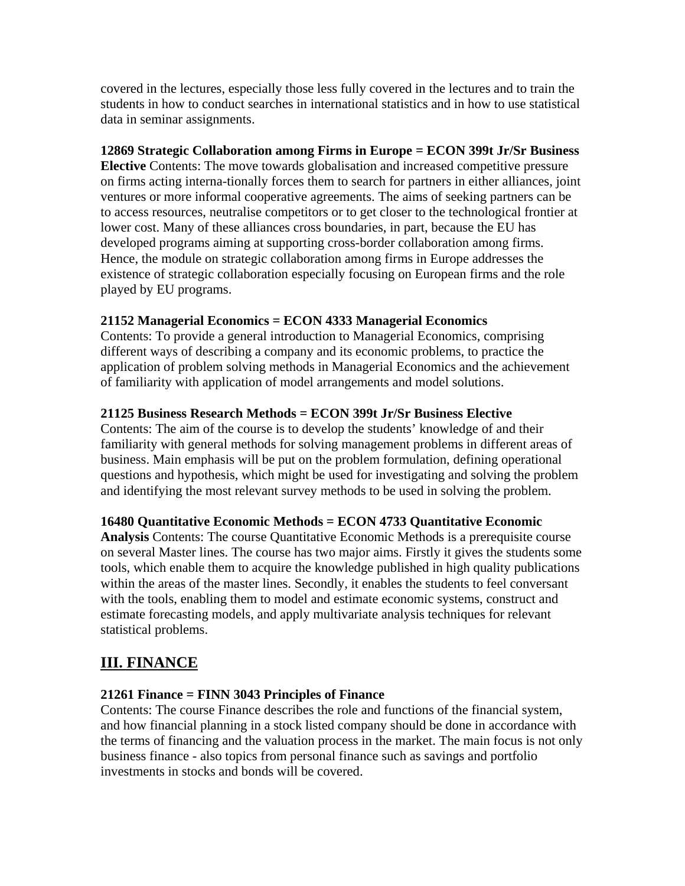covered in the lectures, especially those less fully covered in the lectures and to train the students in how to conduct searches in international statistics and in how to use statistical data in seminar assignments.

**12869 Strategic Collaboration among Firms in Europe = ECON 399t Jr/Sr Business Elective** Contents: The move towards globalisation and increased competitive pressure on firms acting interna-tionally forces them to search for partners in either alliances, joint ventures or more informal cooperative agreements. The aims of seeking partners can be to access resources, neutralise competitors or to get closer to the technological frontier at lower cost. Many of these alliances cross boundaries, in part, because the EU has developed programs aiming at supporting cross-border collaboration among firms. Hence, the module on strategic collaboration among firms in Europe addresses the existence of strategic collaboration especially focusing on European firms and the role played by EU programs.

**21152 Managerial Economics = ECON 4333 Managerial Economics**
Contents: To provide a general introduction to Managerial Economics, comprising different ways of describing a company and its economic problems, to practice the application of problem solving methods in Managerial Economics and the achievement of familiarity with application of model arrangements and model solutions.

**21125 Business Research Methods = ECON 399t Jr/Sr Business Elective**
Contents: The aim of the course is to develop the students' knowledge of and their familiarity with general methods for solving management problems in different areas of business. Main emphasis will be put on the problem formulation, defining operational questions and hypothesis, which might be used for investigating and solving the problem and identifying the most relevant survey methods to be used in solving the problem.

**16480 Quantitative Economic Methods = ECON 4733 Quantitative Economic Analysis** Contents: The course Quantitative Economic Methods is a prerequisite course on several Master lines. The course has two major aims. Firstly it gives the students some tools, which enable them to acquire the knowledge published in high quality publications within the areas of the master lines. Secondly, it enables the students to feel conversant with the tools, enabling them to model and estimate economic systems, construct and estimate forecasting models, and apply multivariate analysis techniques for relevant statistical problems.

## III. FINANCE

**21261 Finance = FINN 3043 Principles of Finance**
Contents: The course Finance describes the role and functions of the financial system, and how financial planning in a stock listed company should be done in accordance with the terms of financing and the valuation process in the market. The main focus is not only business finance - also topics from personal finance such as savings and portfolio investments in stocks and bonds will be covered.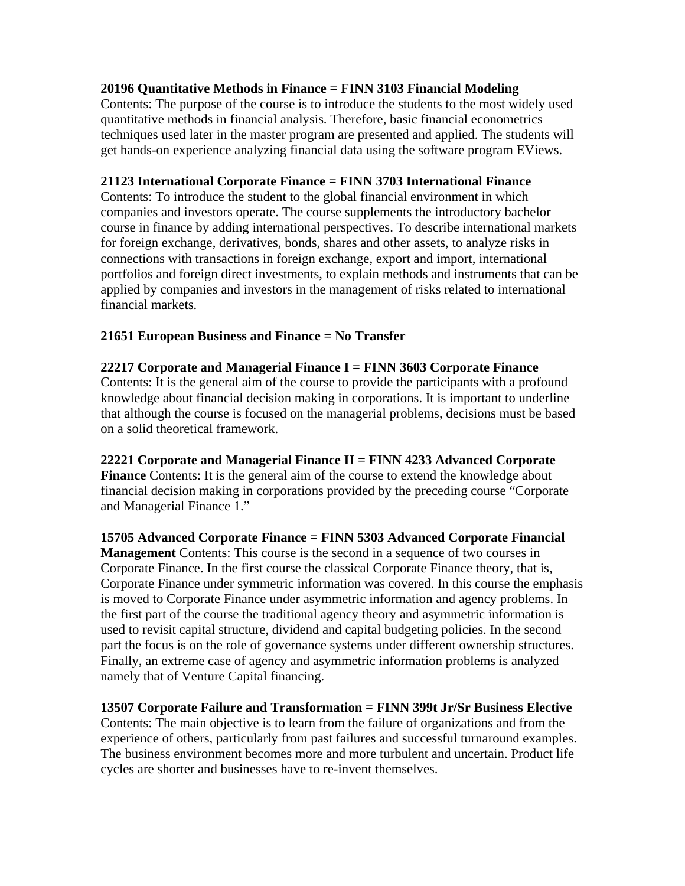**20196 Quantitative Methods in Finance = FINN 3103 Financial Modeling**
Contents: The purpose of the course is to introduce the students to the most widely used quantitative methods in financial analysis. Therefore, basic financial econometrics techniques used later in the master program are presented and applied. The students will get hands-on experience analyzing financial data using the software program EViews.

**21123 International Corporate Finance = FINN 3703 International Finance**
Contents: To introduce the student to the global financial environment in which companies and investors operate. The course supplements the introductory bachelor course in finance by adding international perspectives. To describe international markets for foreign exchange, derivatives, bonds, shares and other assets, to analyze risks in connections with transactions in foreign exchange, export and import, international portfolios and foreign direct investments, to explain methods and instruments that can be applied by companies and investors in the management of risks related to international financial markets.

**21651 European Business and Finance = No Transfer**

**22217 Corporate and Managerial Finance I = FINN 3603 Corporate Finance**
Contents: It is the general aim of the course to provide the participants with a profound knowledge about financial decision making in corporations. It is important to underline that although the course is focused on the managerial problems, decisions must be based on a solid theoretical framework.

**22221 Corporate and Managerial Finance II = FINN 4233 Advanced Corporate Finance** Contents: It is the general aim of the course to extend the knowledge about financial decision making in corporations provided by the preceding course "Corporate and Managerial Finance 1."

**15705 Advanced Corporate Finance = FINN 5303 Advanced Corporate Financial Management** Contents: This course is the second in a sequence of two courses in Corporate Finance. In the first course the classical Corporate Finance theory, that is, Corporate Finance under symmetric information was covered. In this course the emphasis is moved to Corporate Finance under asymmetric information and agency problems. In the first part of the course the traditional agency theory and asymmetric information is used to revisit capital structure, dividend and capital budgeting policies. In the second part the focus is on the role of governance systems under different ownership structures. Finally, an extreme case of agency and asymmetric information problems is analyzed namely that of Venture Capital financing.

**13507 Corporate Failure and Transformation = FINN 399t Jr/Sr Business Elective**
Contents: The main objective is to learn from the failure of organizations and from the experience of others, particularly from past failures and successful turnaround examples. The business environment becomes more and more turbulent and uncertain. Product life cycles are shorter and businesses have to re-invent themselves.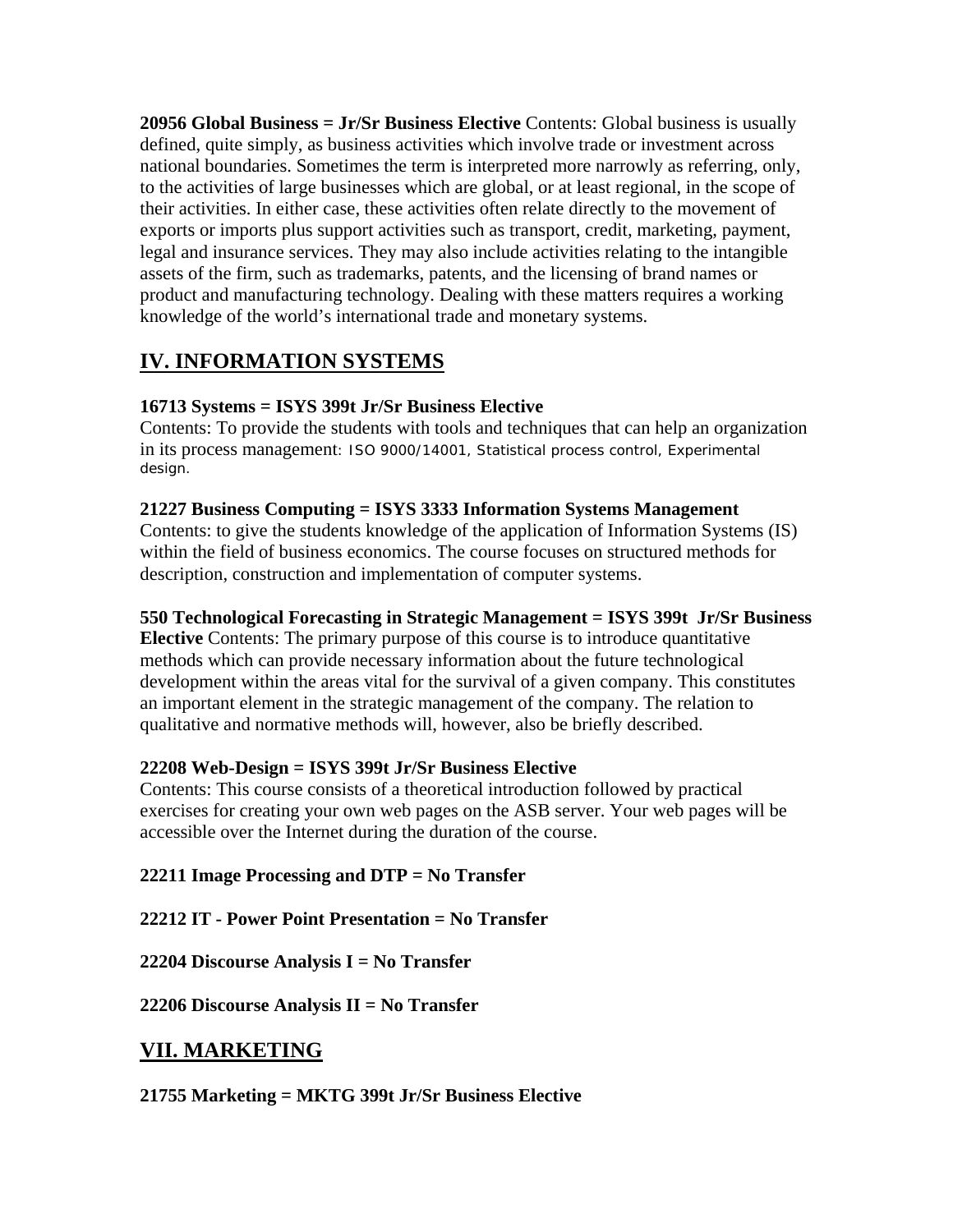**20956 Global Business = Jr/Sr Business Elective** Contents: Global business is usually defined, quite simply, as business activities which involve trade or investment across national boundaries. Sometimes the term is interpreted more narrowly as referring, only, to the activities of large businesses which are global, or at least regional, in the scope of their activities. In either case, these activities often relate directly to the movement of exports or imports plus support activities such as transport, credit, marketing, payment, legal and insurance services. They may also include activities relating to the intangible assets of the firm, such as trademarks, patents, and the licensing of brand names or product and manufacturing technology. Dealing with these matters requires a working knowledge of the world's international trade and monetary systems.

## IV. INFORMATION SYSTEMS

**16713 Systems = ISYS 399t Jr/Sr Business Elective**
Contents: To provide the students with tools and techniques that can help an organization in its process management: ISO 9000/14001, Statistical process control, Experimental design.

**21227 Business Computing = ISYS 3333 Information Systems Management**
Contents: to give the students knowledge of the application of Information Systems (IS) within the field of business economics. The course focuses on structured methods for description, construction and implementation of computer systems.

**550 Technological Forecasting in Strategic Management = ISYS 399t Jr/Sr Business Elective** Contents: The primary purpose of this course is to introduce quantitative methods which can provide necessary information about the future technological development within the areas vital for the survival of a given company. This constitutes an important element in the strategic management of the company. The relation to qualitative and normative methods will, however, also be briefly described.

**22208 Web-Design = ISYS 399t Jr/Sr Business Elective**
Contents: This course consists of a theoretical introduction followed by practical exercises for creating your own web pages on the ASB server. Your web pages will be accessible over the Internet during the duration of the course.

**22211 Image Processing and DTP = No Transfer**

**22212 IT - Power Point Presentation = No Transfer**

**22204 Discourse Analysis I = No Transfer**

**22206 Discourse Analysis II = No Transfer**

## VII. MARKETING

**21755 Marketing = MKTG 399t Jr/Sr Business Elective**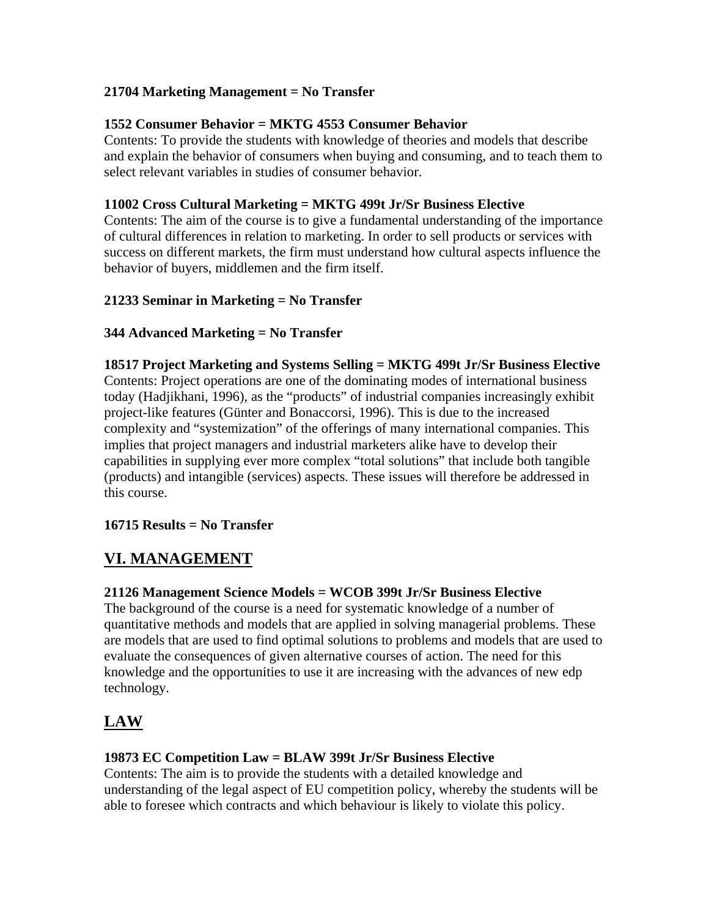**21704 Marketing Management = No Transfer**

**1552 Consumer Behavior = MKTG 4553 Consumer Behavior**
Contents: To provide the students with knowledge of theories and models that describe and explain the behavior of consumers when buying and consuming, and to teach them to select relevant variables in studies of consumer behavior.

**11002 Cross Cultural Marketing = MKTG 499t Jr/Sr Business Elective**
Contents: The aim of the course is to give a fundamental understanding of the importance of cultural differences in relation to marketing. In order to sell products or services with success on different markets, the firm must understand how cultural aspects influence the behavior of buyers, middlemen and the firm itself.

**21233 Seminar in Marketing = No Transfer**

**344 Advanced Marketing = No Transfer**

**18517 Project Marketing and Systems Selling = MKTG 499t Jr/Sr Business Elective**
Contents: Project operations are one of the dominating modes of international business today (Hadjikhani, 1996), as the "products" of industrial companies increasingly exhibit project-like features (Günter and Bonaccorsi, 1996). This is due to the increased complexity and "systemization" of the offerings of many international companies. This implies that project managers and industrial marketers alike have to develop their capabilities in supplying ever more complex "total solutions" that include both tangible (products) and intangible (services) aspects. These issues will therefore be addressed in this course.

**16715 Results = No Transfer**

## VI. MANAGEMENT

**21126 Management Science Models = WCOB 399t Jr/Sr Business Elective**
The background of the course is a need for systematic knowledge of a number of quantitative methods and models that are applied in solving managerial problems. These are models that are used to find optimal solutions to problems and models that are used to evaluate the consequences of given alternative courses of action. The need for this knowledge and the opportunities to use it are increasing with the advances of new edp technology.

## LAW

**19873 EC Competition Law = BLAW 399t Jr/Sr Business Elective**
Contents: The aim is to provide the students with a detailed knowledge and understanding of the legal aspect of EU competition policy, whereby the students will be able to foresee which contracts and which behaviour is likely to violate this policy.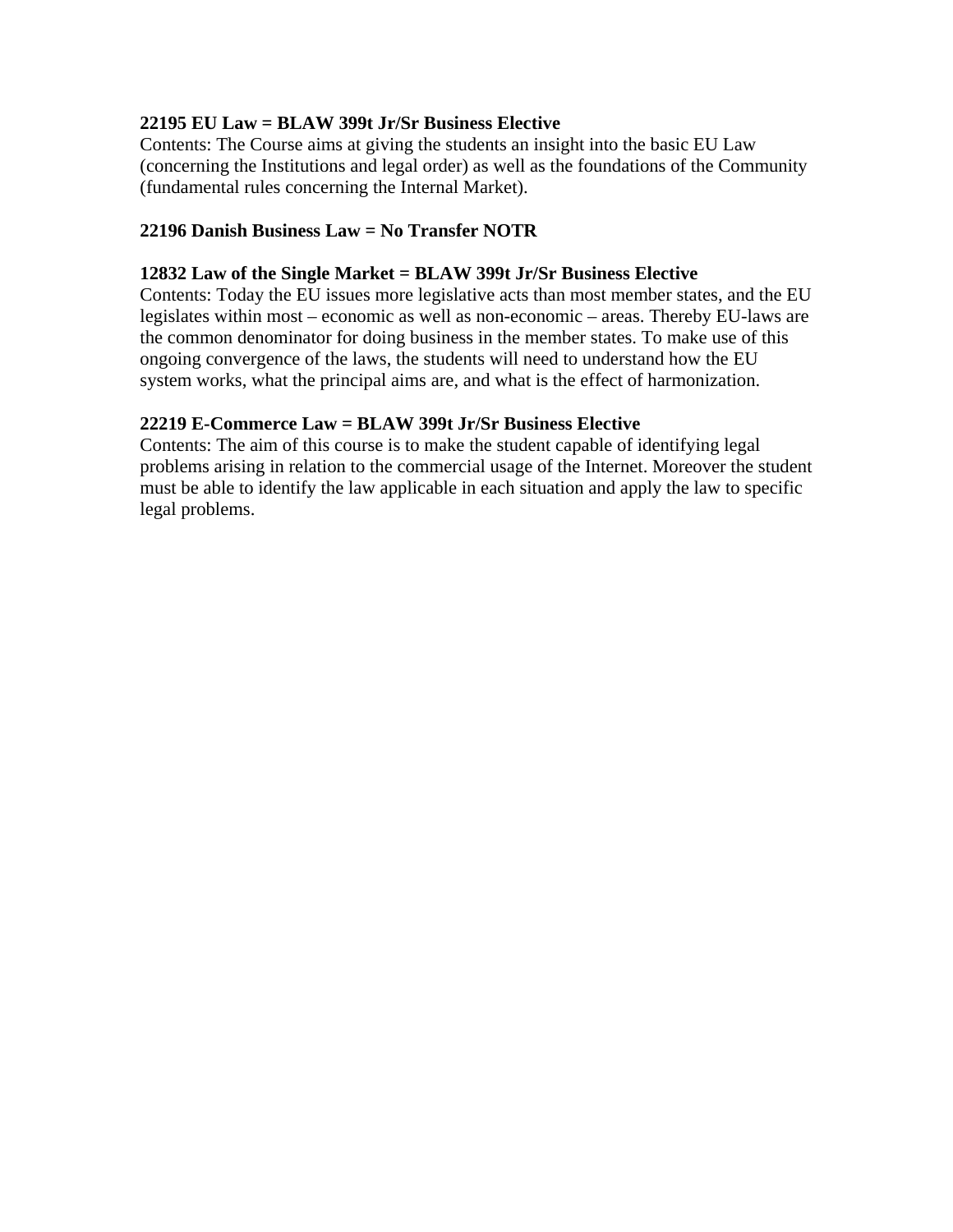**22195 EU Law = BLAW 399t Jr/Sr Business Elective**
Contents: The Course aims at giving the students an insight into the basic EU Law (concerning the Institutions and legal order) as well as the foundations of the Community (fundamental rules concerning the Internal Market).

**22196 Danish Business Law = No Transfer NOTR**

**12832 Law of the Single Market = BLAW 399t Jr/Sr Business Elective**
Contents: Today the EU issues more legislative acts than most member states, and the EU legislates within most – economic as well as non-economic – areas. Thereby EU-laws are the common denominator for doing business in the member states. To make use of this ongoing convergence of the laws, the students will need to understand how the EU system works, what the principal aims are, and what is the effect of harmonization.

**22219 E-Commerce Law = BLAW 399t Jr/Sr Business Elective**
Contents: The aim of this course is to make the student capable of identifying legal problems arising in relation to the commercial usage of the Internet. Moreover the student must be able to identify the law applicable in each situation and apply the law to specific legal problems.